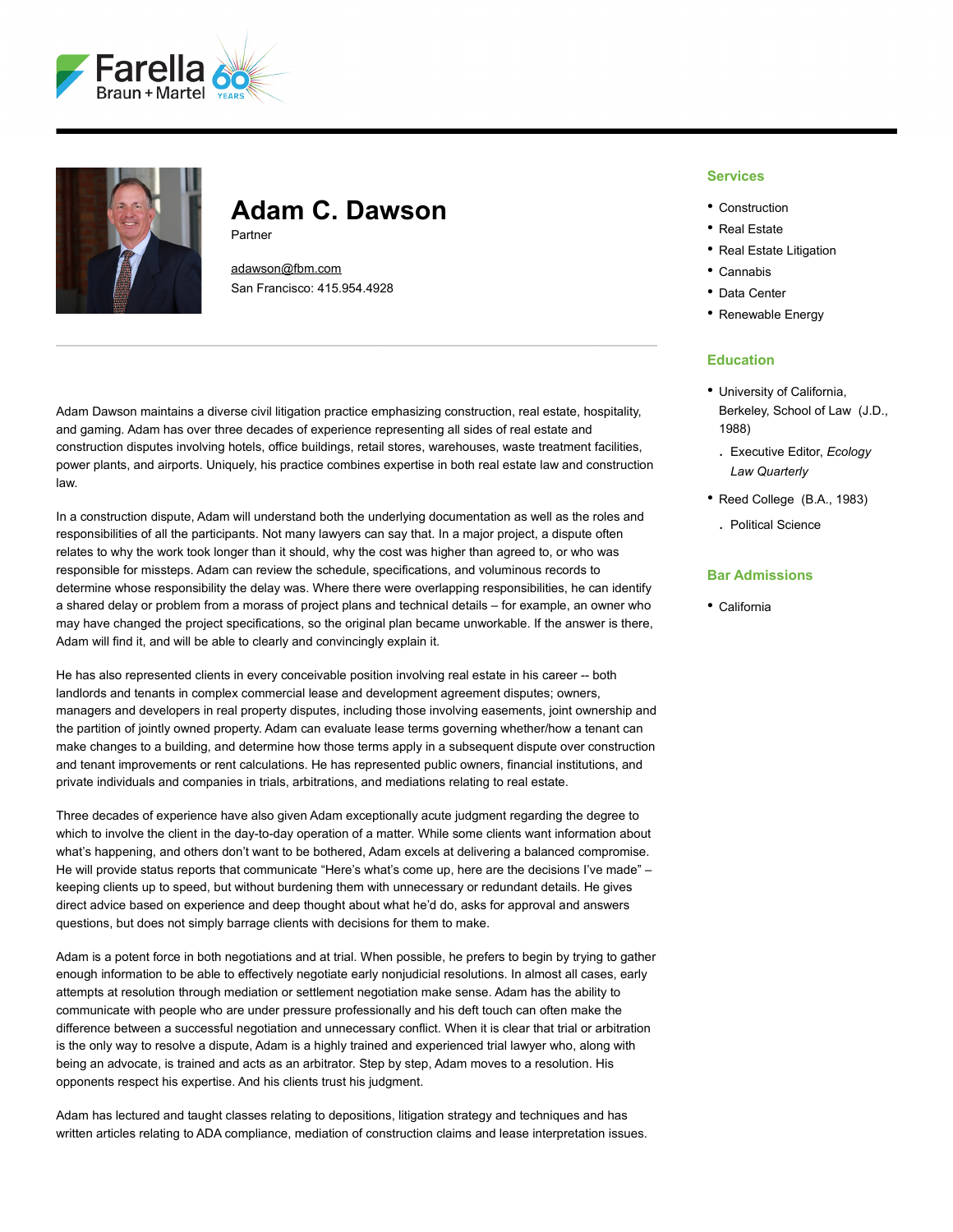# Adam C. Dawson

Partner

adawson@fbm.com
San Francisco: 415.954.4928

Adam Dawson maintains a diverse civil litigation practice emphasizing construction, real estate, hospitality, and gaming. Adam has over three decades of experience representing all sides of real estate and construction disputes involving hotels, office buildings, retail stores, warehouses, waste treatment facilities, power plants, and airports. Uniquely, his practice combines expertise in both real estate law and construction law.

In a construction dispute, Adam will understand both the underlying documentation as well as the roles and responsibilities of all the participants. Not many lawyers can say that. In a major project, a dispute often relates to why the work took longer than it should, why the cost was higher than agreed to, or who was responsible for missteps. Adam can review the schedule, specifications, and voluminous records to determine whose responsibility the delay was. Where there were overlapping responsibilities, he can identify a shared delay or problem from a morass of project plans and technical details – for example, an owner who may have changed the project specifications, so the original plan became unworkable. If the answer is there, Adam will find it, and will be able to clearly and convincingly explain it.

He has also represented clients in every conceivable position involving real estate in his career -- both landlords and tenants in complex commercial lease and development agreement disputes; owners, managers and developers in real property disputes, including those involving easements, joint ownership and the partition of jointly owned property. Adam can evaluate lease terms governing whether/how a tenant can make changes to a building, and determine how those terms apply in a subsequent dispute over construction and tenant improvements or rent calculations. He has represented public owners, financial institutions, and private individuals and companies in trials, arbitrations, and mediations relating to real estate.

Three decades of experience have also given Adam exceptionally acute judgment regarding the degree to which to involve the client in the day-to-day operation of a matter. While some clients want information about what's happening, and others don't want to be bothered, Adam excels at delivering a balanced compromise. He will provide status reports that communicate "Here's what's come up, here are the decisions I've made" – keeping clients up to speed, but without burdening them with unnecessary or redundant details. He gives direct advice based on experience and deep thought about what he'd do, asks for approval and answers questions, but does not simply barrage clients with decisions for them to make.

Adam is a potent force in both negotiations and at trial. When possible, he prefers to begin by trying to gather enough information to be able to effectively negotiate early nonjudicial resolutions. In almost all cases, early attempts at resolution through mediation or settlement negotiation make sense. Adam has the ability to communicate with people who are under pressure professionally and his deft touch can often make the difference between a successful negotiation and unnecessary conflict. When it is clear that trial or arbitration is the only way to resolve a dispute, Adam is a highly trained and experienced trial lawyer who, along with being an advocate, is trained and acts as an arbitrator. Step by step, Adam moves to a resolution. His opponents respect his expertise. And his clients trust his judgment.

Adam has lectured and taught classes relating to depositions, litigation strategy and techniques and has written articles relating to ADA compliance, mediation of construction claims and lease interpretation issues.

## Services

- Construction
- Real Estate
- Real Estate Litigation
- Cannabis
- Data Center
- Renewable Energy

## Education

- University of California, Berkeley, School of Law (J.D., 1988)
  - Executive Editor, *Ecology Law Quarterly*
- Reed College (B.A., 1983)
  - Political Science

## Bar Admissions

- California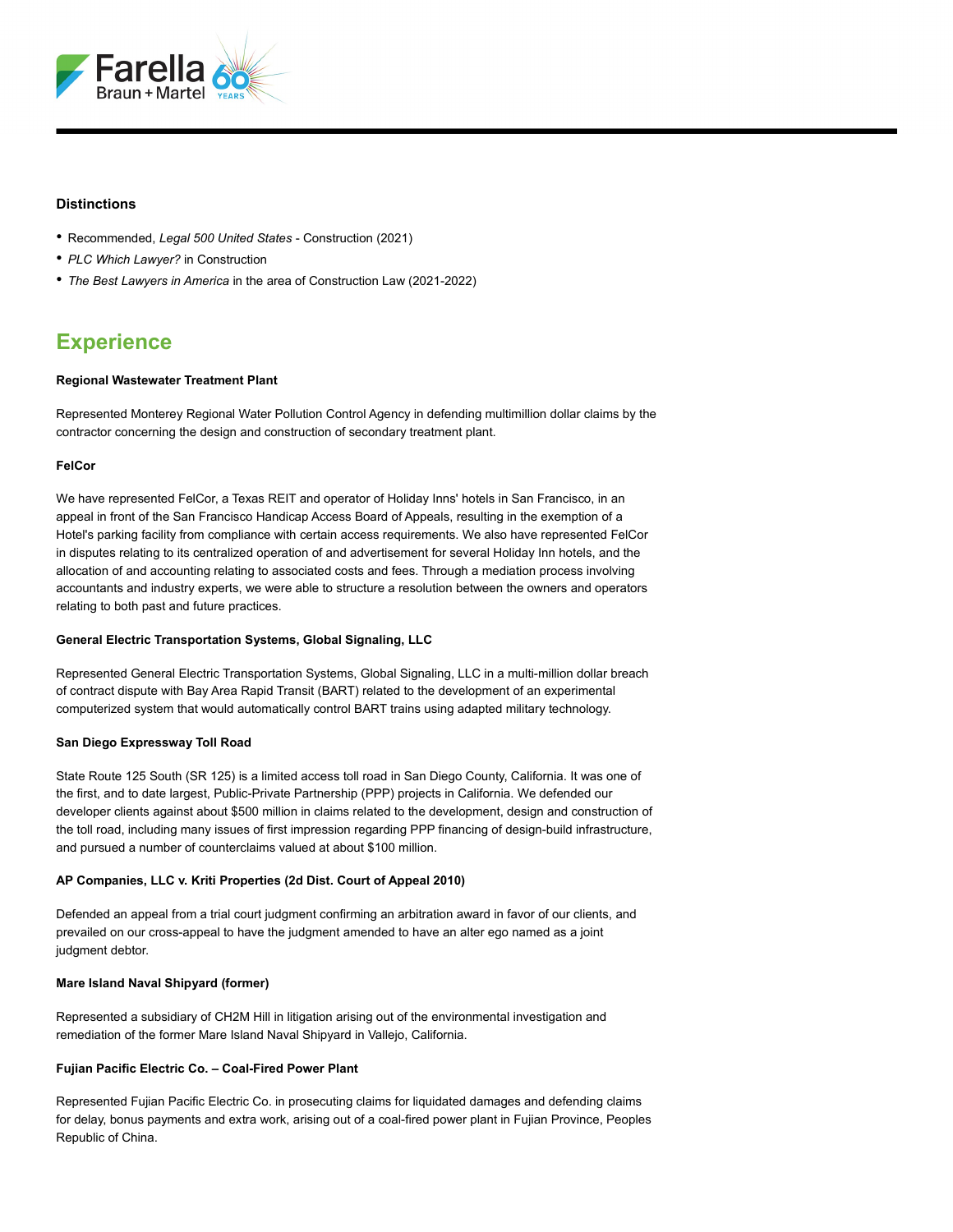### Distinctions

- Recommended, *Legal 500 United States* - Construction (2021)
- *PLC Which Lawyer?* in Construction
- *The Best Lawyers in America* in the area of Construction Law (2021-2022)

## Experience

**Regional Wastewater Treatment Plant**

Represented Monterey Regional Water Pollution Control Agency in defending multimillion dollar claims by the contractor concerning the design and construction of secondary treatment plant.

**FelCor**

We have represented FelCor, a Texas REIT and operator of Holiday Inns' hotels in San Francisco, in an appeal in front of the San Francisco Handicap Access Board of Appeals, resulting in the exemption of a Hotel's parking facility from compliance with certain access requirements. We also have represented FelCor in disputes relating to its centralized operation of and advertisement for several Holiday Inn hotels, and the allocation of and accounting relating to associated costs and fees. Through a mediation process involving accountants and industry experts, we were able to structure a resolution between the owners and operators relating to both past and future practices.

**General Electric Transportation Systems, Global Signaling, LLC**

Represented General Electric Transportation Systems, Global Signaling, LLC in a multi-million dollar breach of contract dispute with Bay Area Rapid Transit (BART) related to the development of an experimental computerized system that would automatically control BART trains using adapted military technology.

**San Diego Expressway Toll Road**

State Route 125 South (SR 125) is a limited access toll road in San Diego County, California. It was one of the first, and to date largest, Public-Private Partnership (PPP) projects in California. We defended our developer clients against about $500 million in claims related to the development, design and construction of the toll road, including many issues of first impression regarding PPP financing of design-build infrastructure, and pursued a number of counterclaims valued at about $100 million.

**AP Companies, LLC v. Kriti Properties (2d Dist. Court of Appeal 2010)**

Defended an appeal from a trial court judgment confirming an arbitration award in favor of our clients, and prevailed on our cross-appeal to have the judgment amended to have an alter ego named as a joint judgment debtor.

**Mare Island Naval Shipyard (former)**

Represented a subsidiary of CH2M Hill in litigation arising out of the environmental investigation and remediation of the former Mare Island Naval Shipyard in Vallejo, California.

**Fujian Pacific Electric Co. – Coal-Fired Power Plant**

Represented Fujian Pacific Electric Co. in prosecuting claims for liquidated damages and defending claims for delay, bonus payments and extra work, arising out of a coal-fired power plant in Fujian Province, Peoples Republic of China.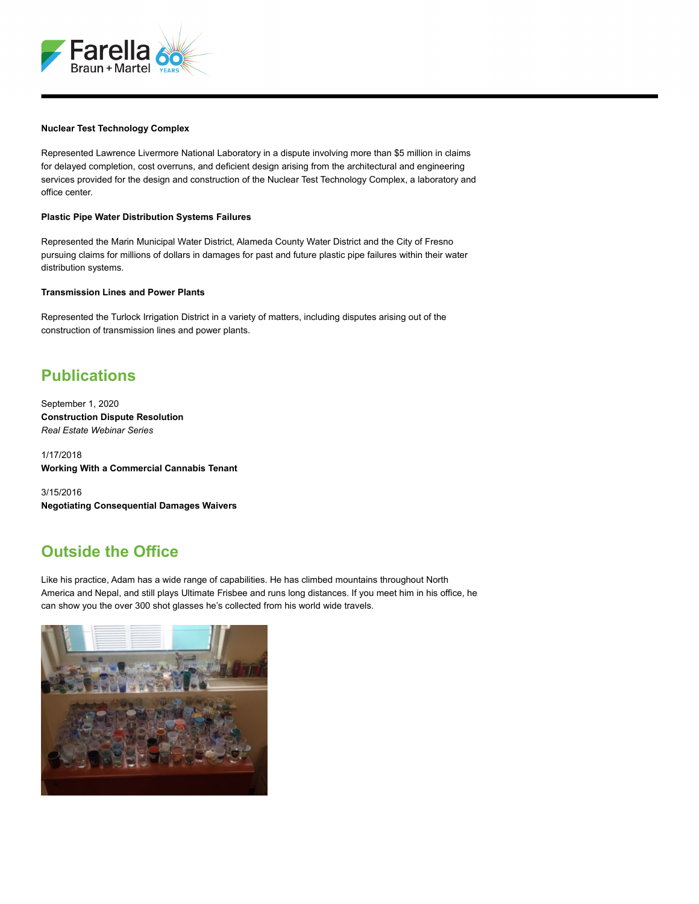**Nuclear Test Technology Complex**

Represented Lawrence Livermore National Laboratory in a dispute involving more than $5 million in claims for delayed completion, cost overruns, and deficient design arising from the architectural and engineering services provided for the design and construction of the Nuclear Test Technology Complex, a laboratory and office center.

**Plastic Pipe Water Distribution Systems Failures**

Represented the Marin Municipal Water District, Alameda County Water District and the City of Fresno pursuing claims for millions of dollars in damages for past and future plastic pipe failures within their water distribution systems.

**Transmission Lines and Power Plants**

Represented the Turlock Irrigation District in a variety of matters, including disputes arising out of the construction of transmission lines and power plants.

## Publications

September 1, 2020
**Construction Dispute Resolution**
*Real Estate Webinar Series*

1/17/2018
**Working With a Commercial Cannabis Tenant**

3/15/2016
**Negotiating Consequential Damages Waivers**

## Outside the Office

Like his practice, Adam has a wide range of capabilities. He has climbed mountains throughout North America and Nepal, and still plays Ultimate Frisbee and runs long distances. If you meet him in his office, he can show you the over 300 shot glasses he's collected from his world wide travels.